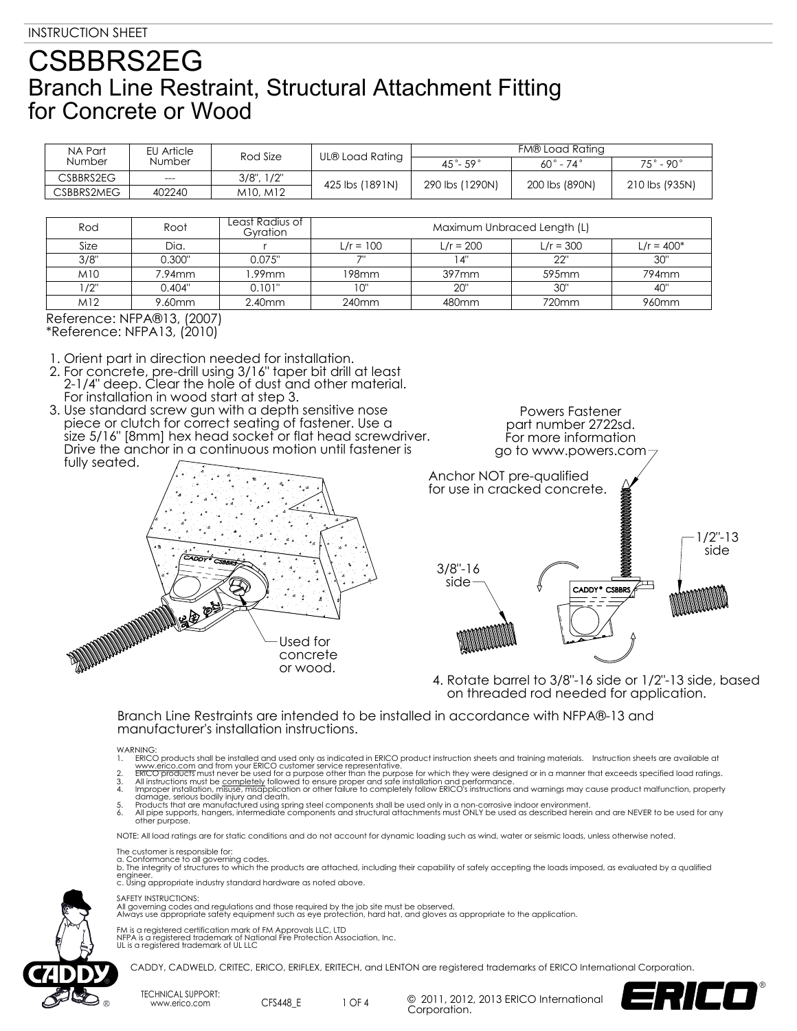INSTRUCTION SHEET

# CSBBRS2EG

## Branch Line Restraint, Structural Attachment Fitting for Concrete or Wood

| NA Part Number | EU Article Number | Rod Size | UL® Load Rating | FM® Load Rating | | |
|---|---|---|---|---|---|---|
| | | | | 45°- 59° | 60° - 74° | 75° - 90° |
| CSBBRS2EG | --- | 3/8", 1/2" | 425 lbs (1891N) | 290 lbs (1290N) | 200 lbs (890N) | 210 lbs (935N) |
| CSBBRS2MEG | 402240 | M10, M12 | | | | |

| Rod | Root | Least Radius of Gyration | Maximum Unbraced Length (L) | | | |
|---|---|---|---|---|---|---|
| Size | Dia. | r | L/r = 100 | L/r = 200 | L/r = 300 | L/r = 400* |
| 3/8" | 0.300" | 0.075" | 7" | 14" | 22" | 30" |
| M10 | 7.94mm | 1.99mm | 198mm | 397mm | 595mm | 794mm |
| 1/2" | 0.404" | 0.101" | 10" | 20" | 30" | 40" |
| M12 | 9.60mm | 2.40mm | 240mm | 480mm | 720mm | 960mm |

Reference: NFPA®13, (2007)
*Reference: NFPA13, (2010)

1. Orient part in direction needed for installation.
2. For concrete, pre-drill using 3/16" taper bit drill at least 2-1/4" deep. Clear the hole of dust and other material. For installation in wood start at step 3.
3. Use standard screw gun with a depth sensitive nose piece or clutch for correct seating of fastener. Use a size 5/16" [8mm] hex head socket or flat head screwdriver. Drive the anchor in a continuous motion until fastener is fully seated.

Used for concrete or wood.

Powers Fastener part number 2722sd. For more information go to www.powers.com

Anchor NOT pre-qualified for use in cracked concrete.

3/8"-16 side

1/2"-13 side

4. Rotate barrel to 3/8"-16 side or 1/2"-13 side, based on threaded rod needed for application.

Branch Line Restraints are intended to be installed in accordance with NFPA®-13 and manufacturer's installation instructions.

WARNING:
1. ERICO products shall be installed and used only as indicated in ERICO product instruction sheets and training materials. Instruction sheets are available at www.erico.com and from your ERICO customer service representative.
2. ERICO products must never be used for a purpose other than the purpose for which they were designed or in a manner that exceeds specified load ratings.
3. All instructions must be completely followed to ensure proper and safe installation and performance.
4. Improper installation, misuse, misapplication or other failure to completely follow ERICO's instructions and warnings may cause product malfunction, property damage, serious bodily injury and death.
5. Products that are manufactured using spring steel components shall be used only in a non-corrosive indoor environment.
6. All pipe supports, hangers, intermediate components and structural attachments must ONLY be used as described herein and are NEVER to be used for any other purpose.

NOTE: All load ratings are for static conditions and do not account for dynamic loading such as wind, water or seismic loads, unless otherwise noted.

The customer is responsible for:
a. Conformance to all governing codes.
b. The integrity of structures to which the products are attached, including their capability of safely accepting the loads imposed, as evaluated by a qualified engineer.
c. Using appropriate industry standard hardware as noted above.

SAFETY INSTRUCTIONS:
All governing codes and regulations and those required by the job site must be observed.
Always use appropriate safety equipment such as eye protection, hard hat, and gloves as appropriate to the application.

FM is a registered certification mark of FM Approvals LLC, LTD
NFPA is a registered trademark of National Fire Protection Association, Inc.
UL is a registered trademark of UL LLC

CADDY, CADWELD, CRITEC, ERICO, ERIFLEX, ERITECH, and LENTON are registered trademarks of ERICO International Corporation.

TECHNICAL SUPPORT: www.erico.com

CFS448_E

© 2011, 2012, 2013 ERICO International Corporation.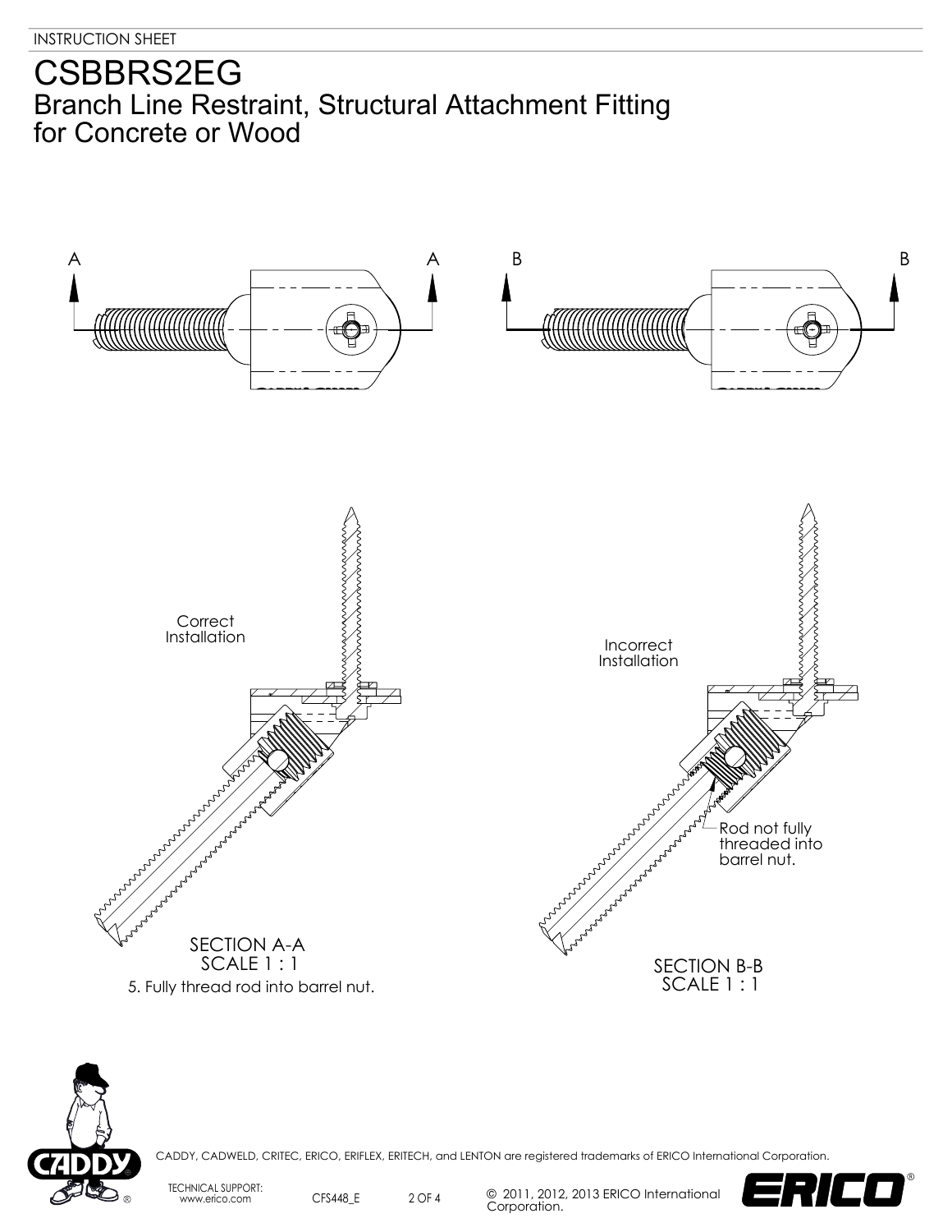INSTRUCTION SHEET

# CSBBRS2EG

## Branch Line Restraint, Structural Attachment Fitting for Concrete or Wood

A A B B

Correct Installation

Incorrect Installation

Rod not fully threaded into barrel nut.

SECTION A-A
SCALE 1 : 1

5. Fully thread rod into barrel nut.

SECTION B-B
SCALE 1 : 1

CADDY, CADWELD, CRITEC, ERICO, ERIFLEX, ERITECH, and LENTON are registered trademarks of ERICO International Corporation.

TECHNICAL SUPPORT:
www.erico.com

CFS448_E

© 2011, 2012, 2013 ERICO International Corporation.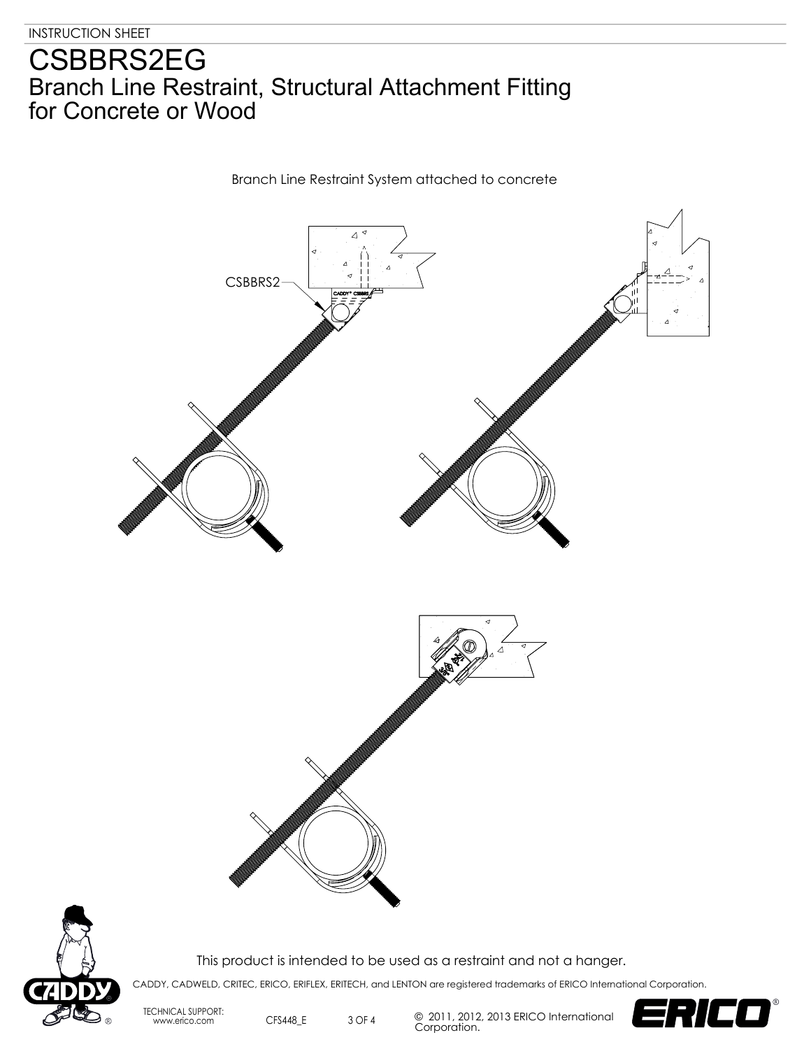INSTRUCTION SHEET

# CSBBRS2EG

## Branch Line Restraint, Structural Attachment Fitting for Concrete or Wood

Branch Line Restraint System attached to concrete

CSBBRS2

This product is intended to be used as a restraint and not a hanger.

CADDY, CADWELD, CRITEC, ERICO, ERIFLEX, ERITECH, and LENTON are registered trademarks of ERICO International Corporation.

TECHNICAL SUPPORT: www.erico.com

CFS448_E

© 2011, 2012, 2013 ERICO International Corporation.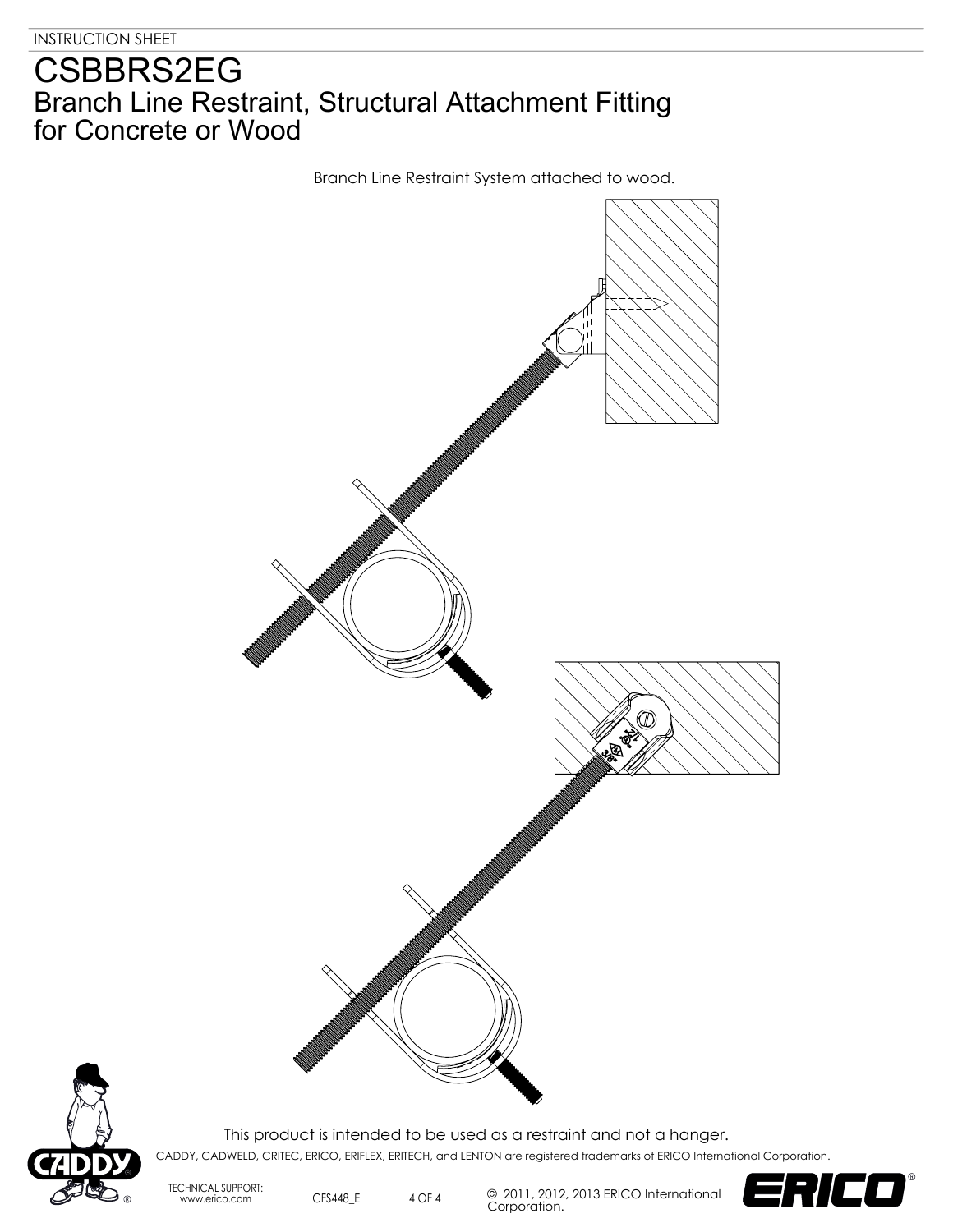INSTRUCTION SHEET

# CSBBRS2EG

## Branch Line Restraint, Structural Attachment Fitting for Concrete or Wood

Branch Line Restraint System attached to wood.

This product is intended to be used as a restraint and not a hanger.

CADDY, CADWELD, CRITEC, ERICO, ERIFLEX, ERITECH, and LENTON are registered trademarks of ERICO International Corporation.

TECHNICAL SUPPORT:
www.erico.com

CFS448_E

© 2011, 2012, 2013 ERICO International Corporation.